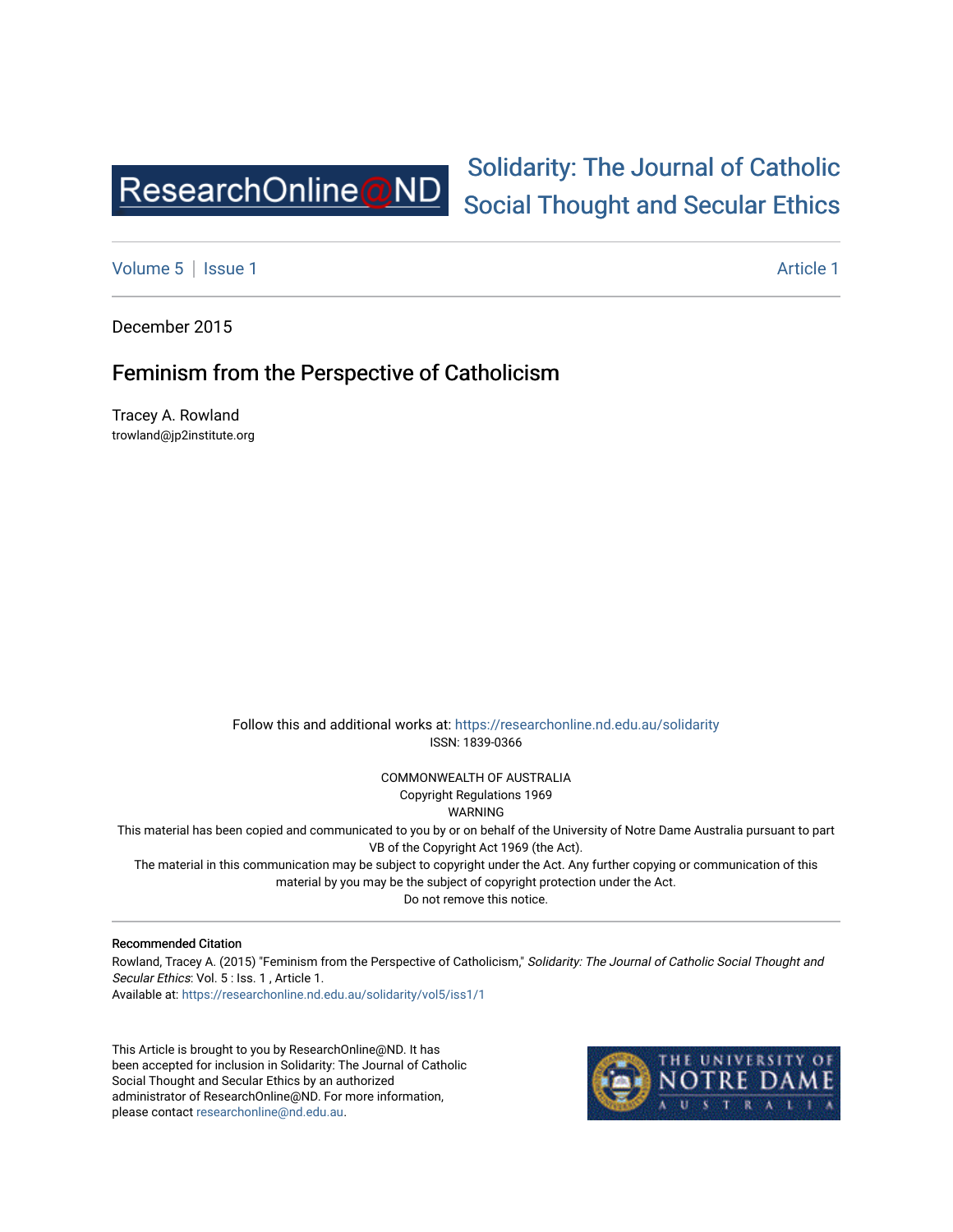ResearchOnline@ND

# Solidarity: The Journal of Catholic Social Thought and Secular Ethics

Volume 5 | Issue 1 Article 1

December 2015

## Feminism from the Perspective of Catholicism

Tracey A. Rowland
trowland@jp2institute.org

Follow this and additional works at: https://researchonline.nd.edu.au/solidarity
ISSN: 1839-0366

COMMONWEALTH OF AUSTRALIA
Copyright Regulations 1969
WARNING
This material has been copied and communicated to you by or on behalf of the University of Notre Dame Australia pursuant to part VB of the Copyright Act 1969 (the Act).
The material in this communication may be subject to copyright under the Act. Any further copying or communication of this material by you may be the subject of copyright protection under the Act.
Do not remove this notice.

**Recommended Citation**
Rowland, Tracey A. (2015) "Feminism from the Perspective of Catholicism," *Solidarity: The Journal of Catholic Social Thought and Secular Ethics*: Vol. 5 : Iss. 1 , Article 1.
Available at: https://researchonline.nd.edu.au/solidarity/vol5/iss1/1

This Article is brought to you by ResearchOnline@ND. It has been accepted for inclusion in Solidarity: The Journal of Catholic Social Thought and Secular Ethics by an authorized administrator of ResearchOnline@ND. For more information, please contact researchonline@nd.edu.au.

THE UNIVERSITY OF NOTRE DAME AUSTRALIA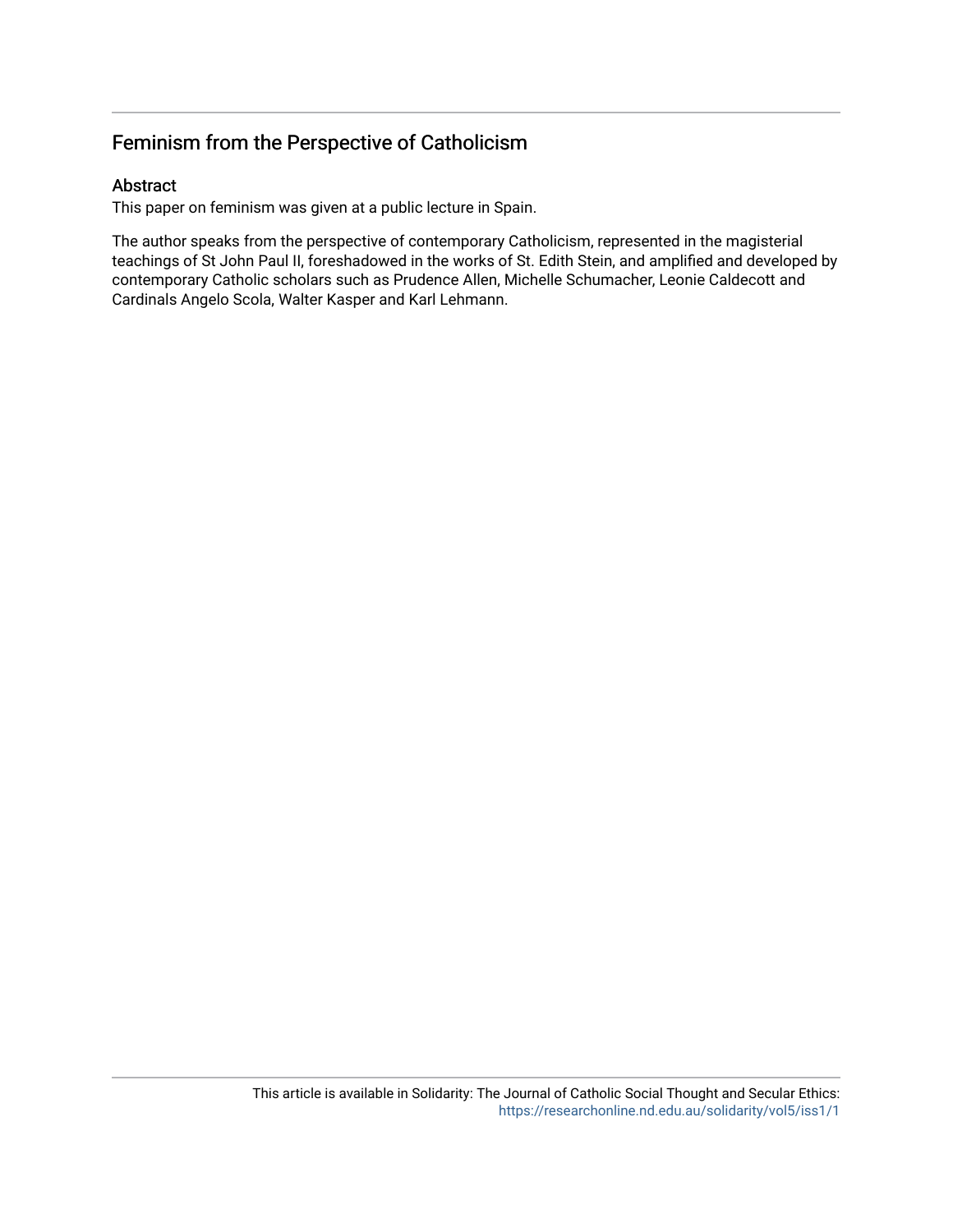# Feminism from the Perspective of Catholicism

## Abstract

This paper on feminism was given at a public lecture in Spain.

The author speaks from the perspective of contemporary Catholicism, represented in the magisterial teachings of St John Paul II, foreshadowed in the works of St. Edith Stein, and amplified and developed by contemporary Catholic scholars such as Prudence Allen, Michelle Schumacher, Leonie Caldecott and Cardinals Angelo Scola, Walter Kasper and Karl Lehmann.

This article is available in Solidarity: The Journal of Catholic Social Thought and Secular Ethics: https://researchonline.nd.edu.au/solidarity/vol5/iss1/1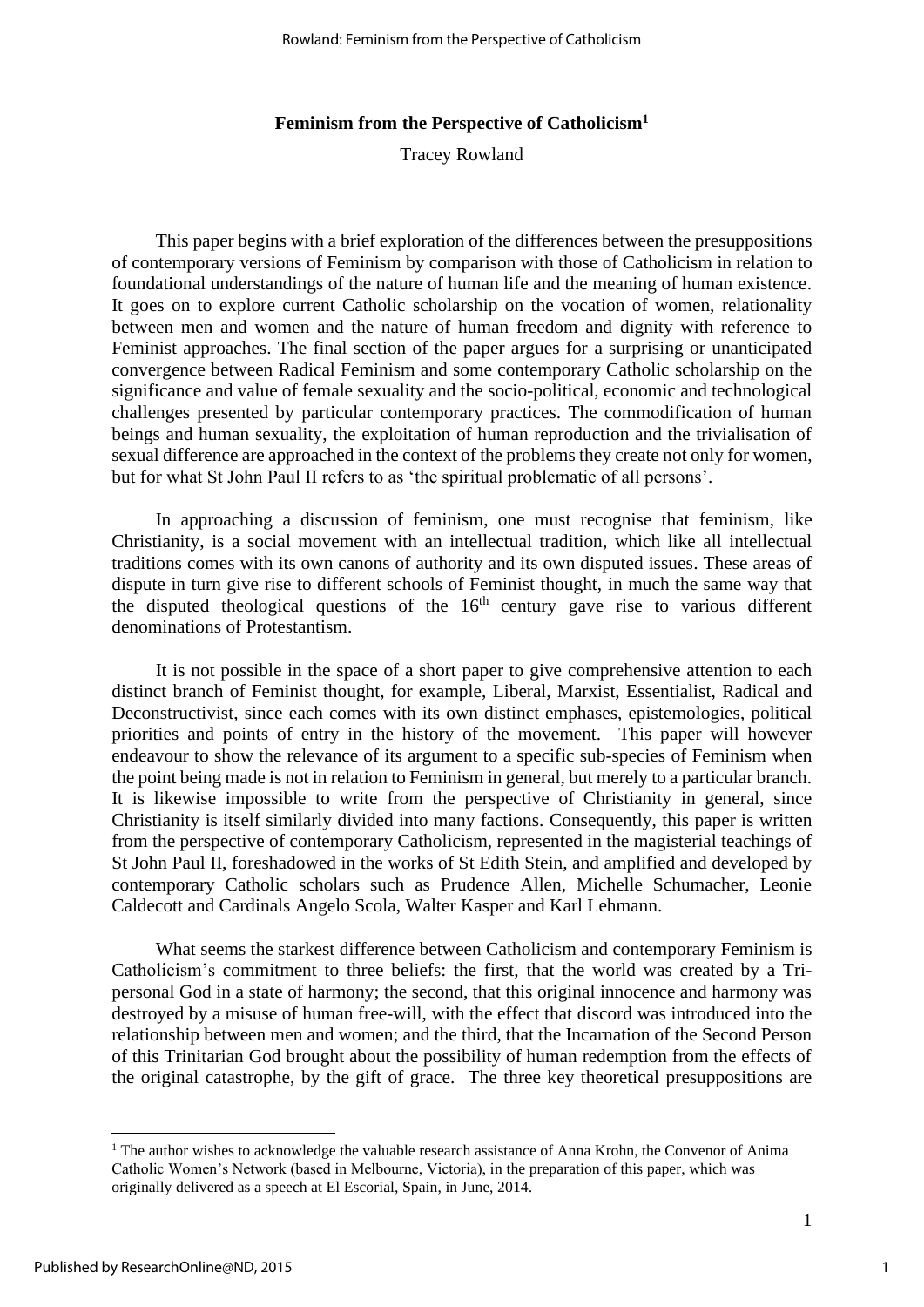# Feminism from the Perspective of Catholicism[1]

Tracey Rowland

This paper begins with a brief exploration of the differences between the presuppositions of contemporary versions of Feminism by comparison with those of Catholicism in relation to foundational understandings of the nature of human life and the meaning of human existence. It goes on to explore current Catholic scholarship on the vocation of women, relationality between men and women and the nature of human freedom and dignity with reference to Feminist approaches. The final section of the paper argues for a surprising or unanticipated convergence between Radical Feminism and some contemporary Catholic scholarship on the significance and value of female sexuality and the socio-political, economic and technological challenges presented by particular contemporary practices. The commodification of human beings and human sexuality, the exploitation of human reproduction and the trivialisation of sexual difference are approached in the context of the problems they create not only for women, but for what St John Paul II refers to as 'the spiritual problematic of all persons'.

In approaching a discussion of feminism, one must recognise that feminism, like Christianity, is a social movement with an intellectual tradition, which like all intellectual traditions comes with its own canons of authority and its own disputed issues. These areas of dispute in turn give rise to different schools of Feminist thought, in much the same way that the disputed theological questions of the 16th century gave rise to various different denominations of Protestantism.

It is not possible in the space of a short paper to give comprehensive attention to each distinct branch of Feminist thought, for example, Liberal, Marxist, Essentialist, Radical and Deconstructivist, since each comes with its own distinct emphases, epistemologies, political priorities and points of entry in the history of the movement. This paper will however endeavour to show the relevance of its argument to a specific sub-species of Feminism when the point being made is not in relation to Feminism in general, but merely to a particular branch. It is likewise impossible to write from the perspective of Christianity in general, since Christianity is itself similarly divided into many factions. Consequently, this paper is written from the perspective of contemporary Catholicism, represented in the magisterial teachings of St John Paul II, foreshadowed in the works of St Edith Stein, and amplified and developed by contemporary Catholic scholars such as Prudence Allen, Michelle Schumacher, Leonie Caldecott and Cardinals Angelo Scola, Walter Kasper and Karl Lehmann.

What seems the starkest difference between Catholicism and contemporary Feminism is Catholicism's commitment to three beliefs: the first, that the world was created by a Tri-personal God in a state of harmony; the second, that this original innocence and harmony was destroyed by a misuse of human free-will, with the effect that discord was introduced into the relationship between men and women; and the third, that the Incarnation of the Second Person of this Trinitarian God brought about the possibility of human redemption from the effects of the original catastrophe, by the gift of grace. The three key theoretical presuppositions are

[1] The author wishes to acknowledge the valuable research assistance of Anna Krohn, the Convenor of Anima Catholic Women's Network (based in Melbourne, Victoria), in the preparation of this paper, which was originally delivered as a speech at El Escorial, Spain, in June, 2014.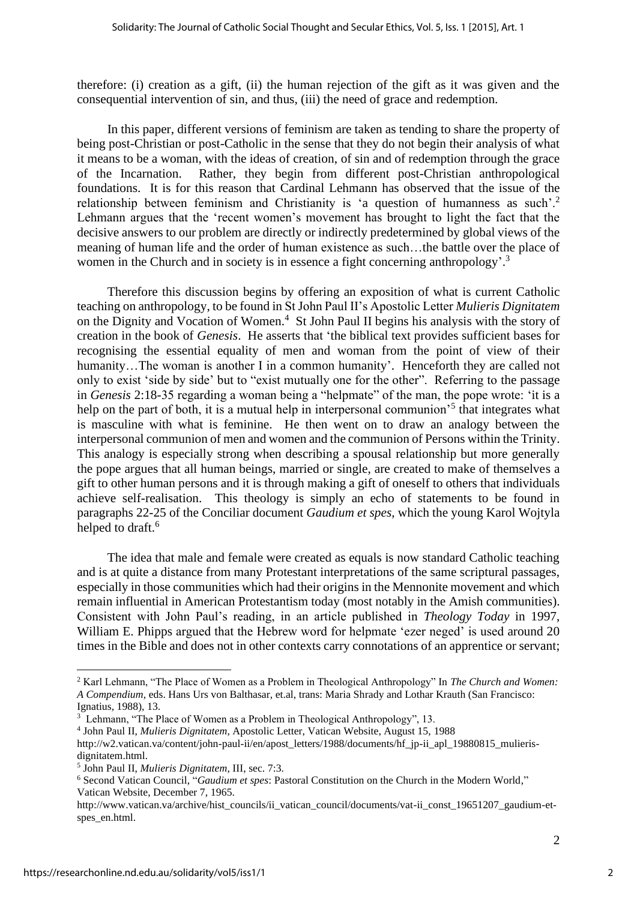therefore: (i) creation as a gift, (ii) the human rejection of the gift as it was given and the consequential intervention of sin, and thus, (iii) the need of grace and redemption.

In this paper, different versions of feminism are taken as tending to share the property of being post-Christian or post-Catholic in the sense that they do not begin their analysis of what it means to be a woman, with the ideas of creation, of sin and of redemption through the grace of the Incarnation. Rather, they begin from different post-Christian anthropological foundations. It is for this reason that Cardinal Lehmann has observed that the issue of the relationship between feminism and Christianity is 'a question of humanness as such'.[2] Lehmann argues that the 'recent women's movement has brought to light the fact that the decisive answers to our problem are directly or indirectly predetermined by global views of the meaning of human life and the order of human existence as such…the battle over the place of women in the Church and in society is in essence a fight concerning anthropology'.[3]

Therefore this discussion begins by offering an exposition of what is current Catholic teaching on anthropology, to be found in St John Paul II's Apostolic Letter *Mulieris Dignitatem* on the Dignity and Vocation of Women.[4] St John Paul II begins his analysis with the story of creation in the book of *Genesis*. He asserts that 'the biblical text provides sufficient bases for recognising the essential equality of men and woman from the point of view of their humanity…The woman is another I in a common humanity'. Henceforth they are called not only to exist 'side by side' but to "exist mutually one for the other". Referring to the passage in *Genesis* 2:18-35 regarding a woman being a "helpmate" of the man, the pope wrote: 'it is a help on the part of both, it is a mutual help in interpersonal communion'[5] that integrates what is masculine with what is feminine. He then went on to draw an analogy between the interpersonal communion of men and women and the communion of Persons within the Trinity. This analogy is especially strong when describing a spousal relationship but more generally the pope argues that all human beings, married or single, are created to make of themselves a gift to other human persons and it is through making a gift of oneself to others that individuals achieve self-realisation. This theology is simply an echo of statements to be found in paragraphs 22-25 of the Conciliar document *Gaudium et spes*, which the young Karol Wojtyla helped to draft.[6]

The idea that male and female were created as equals is now standard Catholic teaching and is at quite a distance from many Protestant interpretations of the same scriptural passages, especially in those communities which had their origins in the Mennonite movement and which remain influential in American Protestantism today (most notably in the Amish communities). Consistent with John Paul's reading, in an article published in *Theology Today* in 1997, William E. Phipps argued that the Hebrew word for helpmate 'ezer neged' is used around 20 times in the Bible and does not in other contexts carry connotations of an apprentice or servant;

---

[2] Karl Lehmann, "The Place of Women as a Problem in Theological Anthropology" In *The Church and Women: A Compendium*, eds. Hans Urs von Balthasar, et.al, trans: Maria Shrady and Lothar Krauth (San Francisco: Ignatius, 1988), 13.

[3] Lehmann, "The Place of Women as a Problem in Theological Anthropology", 13.

[4] John Paul II, *Mulieris Dignitatem,* Apostolic Letter, Vatican Website, August 15, 1988 http://w2.vatican.va/content/john-paul-ii/en/apost_letters/1988/documents/hf_jp-ii_apl_19880815_mulieris-dignitatem.html.

[5] John Paul II, *Mulieris Dignitatem*, III, sec. 7:3.

[6] Second Vatican Council, "*Gaudium et spes*: Pastoral Constitution on the Church in the Modern World," Vatican Website, December 7, 1965. http://www.vatican.va/archive/hist_councils/ii_vatican_council/documents/vat-ii_const_19651207_gaudium-et-spes_en.html.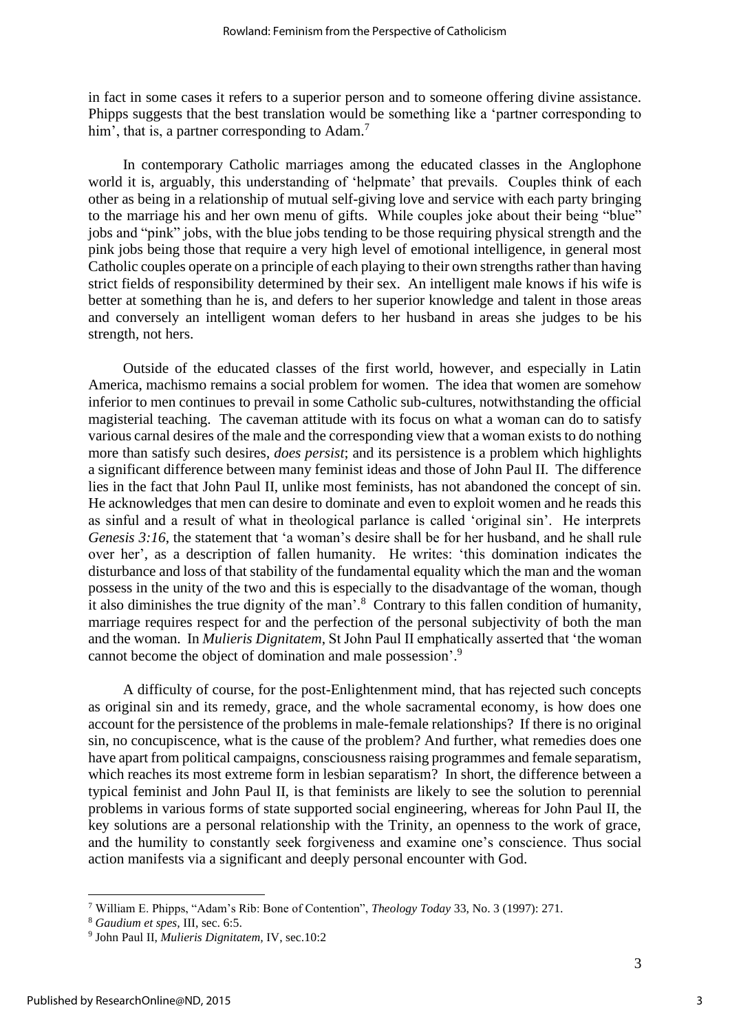in fact in some cases it refers to a superior person and to someone offering divine assistance. Phipps suggests that the best translation would be something like a 'partner corresponding to him', that is, a partner corresponding to Adam.[7]

In contemporary Catholic marriages among the educated classes in the Anglophone world it is, arguably, this understanding of 'helpmate' that prevails. Couples think of each other as being in a relationship of mutual self-giving love and service with each party bringing to the marriage his and her own menu of gifts. While couples joke about their being "blue" jobs and "pink" jobs, with the blue jobs tending to be those requiring physical strength and the pink jobs being those that require a very high level of emotional intelligence, in general most Catholic couples operate on a principle of each playing to their own strengths rather than having strict fields of responsibility determined by their sex. An intelligent male knows if his wife is better at something than he is, and defers to her superior knowledge and talent in those areas and conversely an intelligent woman defers to her husband in areas she judges to be his strength, not hers.

Outside of the educated classes of the first world, however, and especially in Latin America, machismo remains a social problem for women. The idea that women are somehow inferior to men continues to prevail in some Catholic sub-cultures, notwithstanding the official magisterial teaching. The caveman attitude with its focus on what a woman can do to satisfy various carnal desires of the male and the corresponding view that a woman exists to do nothing more than satisfy such desires, *does persist*; and its persistence is a problem which highlights a significant difference between many feminist ideas and those of John Paul II. The difference lies in the fact that John Paul II, unlike most feminists, has not abandoned the concept of sin. He acknowledges that men can desire to dominate and even to exploit women and he reads this as sinful and a result of what in theological parlance is called 'original sin'. He interprets *Genesis 3:16*, the statement that 'a woman's desire shall be for her husband, and he shall rule over her', as a description of fallen humanity. He writes: 'this domination indicates the disturbance and loss of that stability of the fundamental equality which the man and the woman possess in the unity of the two and this is especially to the disadvantage of the woman, though it also diminishes the true dignity of the man'.[8] Contrary to this fallen condition of humanity, marriage requires respect for and the perfection of the personal subjectivity of both the man and the woman. In *Mulieris Dignitatem*, St John Paul II emphatically asserted that 'the woman cannot become the object of domination and male possession'.[9]

A difficulty of course, for the post-Enlightenment mind, that has rejected such concepts as original sin and its remedy, grace, and the whole sacramental economy, is how does one account for the persistence of the problems in male-female relationships? If there is no original sin, no concupiscence, what is the cause of the problem? And further, what remedies does one have apart from political campaigns, consciousness raising programmes and female separatism, which reaches its most extreme form in lesbian separatism? In short, the difference between a typical feminist and John Paul II, is that feminists are likely to see the solution to perennial problems in various forms of state supported social engineering, whereas for John Paul II, the key solutions are a personal relationship with the Trinity, an openness to the work of grace, and the humility to constantly seek forgiveness and examine one's conscience. Thus social action manifests via a significant and deeply personal encounter with God.

---

[7] William E. Phipps, "Adam's Rib: Bone of Contention", *Theology Today* 33, No. 3 (1997): 271.

[8] *Gaudium et spes*, III, sec. 6:5.

[9] John Paul II, *Mulieris Dignitatem*, IV, sec.10:2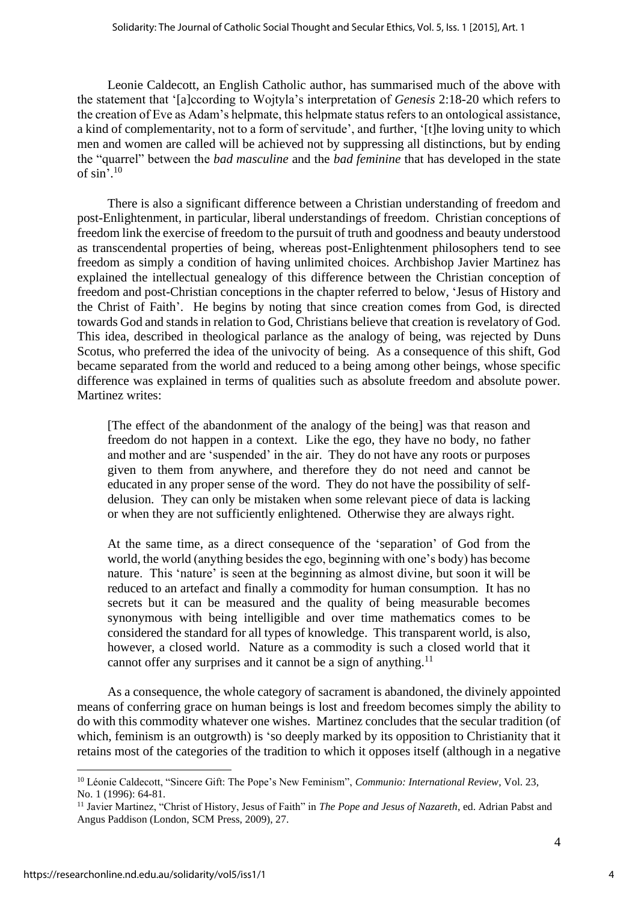Leonie Caldecott, an English Catholic author, has summarised much of the above with the statement that '[a]ccording to Wojtyla's interpretation of *Genesis* 2:18-20 which refers to the creation of Eve as Adam's helpmate, this helpmate status refers to an ontological assistance, a kind of complementarity, not to a form of servitude', and further, '[t]he loving unity to which men and women are called will be achieved not by suppressing all distinctions, but by ending the "quarrel" between the *bad masculine* and the *bad feminine* that has developed in the state of sin'.[10]

There is also a significant difference between a Christian understanding of freedom and post-Enlightenment, in particular, liberal understandings of freedom. Christian conceptions of freedom link the exercise of freedom to the pursuit of truth and goodness and beauty understood as transcendental properties of being, whereas post-Enlightenment philosophers tend to see freedom as simply a condition of having unlimited choices. Archbishop Javier Martinez has explained the intellectual genealogy of this difference between the Christian conception of freedom and post-Christian conceptions in the chapter referred to below, 'Jesus of History and the Christ of Faith'. He begins by noting that since creation comes from God, is directed towards God and stands in relation to God, Christians believe that creation is revelatory of God. This idea, described in theological parlance as the analogy of being, was rejected by Duns Scotus, who preferred the idea of the univocity of being. As a consequence of this shift, God became separated from the world and reduced to a being among other beings, whose specific difference was explained in terms of qualities such as absolute freedom and absolute power. Martinez writes:

> [The effect of the abandonment of the analogy of the being] was that reason and freedom do not happen in a context. Like the ego, they have no body, no father and mother and are 'suspended' in the air. They do not have any roots or purposes given to them from anywhere, and therefore they do not need and cannot be educated in any proper sense of the word. They do not have the possibility of self-delusion. They can only be mistaken when some relevant piece of data is lacking or when they are not sufficiently enlightened. Otherwise they are always right.
>
> At the same time, as a direct consequence of the 'separation' of God from the world, the world (anything besides the ego, beginning with one's body) has become nature. This 'nature' is seen at the beginning as almost divine, but soon it will be reduced to an artefact and finally a commodity for human consumption. It has no secrets but it can be measured and the quality of being measurable becomes synonymous with being intelligible and over time mathematics comes to be considered the standard for all types of knowledge. This transparent world, is also, however, a closed world. Nature as a commodity is such a closed world that it cannot offer any surprises and it cannot be a sign of anything.[11]

As a consequence, the whole category of sacrament is abandoned, the divinely appointed means of conferring grace on human beings is lost and freedom becomes simply the ability to do with this commodity whatever one wishes. Martinez concludes that the secular tradition (of which, feminism is an outgrowth) is 'so deeply marked by its opposition to Christianity that it retains most of the categories of the tradition to which it opposes itself (although in a negative

---

[10] Léonie Caldecott, "Sincere Gift: The Pope's New Feminism", *Communio: International Review*, Vol. 23, No. 1 (1996): 64-81.

[11] Javier Martinez, "Christ of History, Jesus of Faith" in *The Pope and Jesus of Nazareth*, ed. Adrian Pabst and Angus Paddison (London, SCM Press, 2009), 27.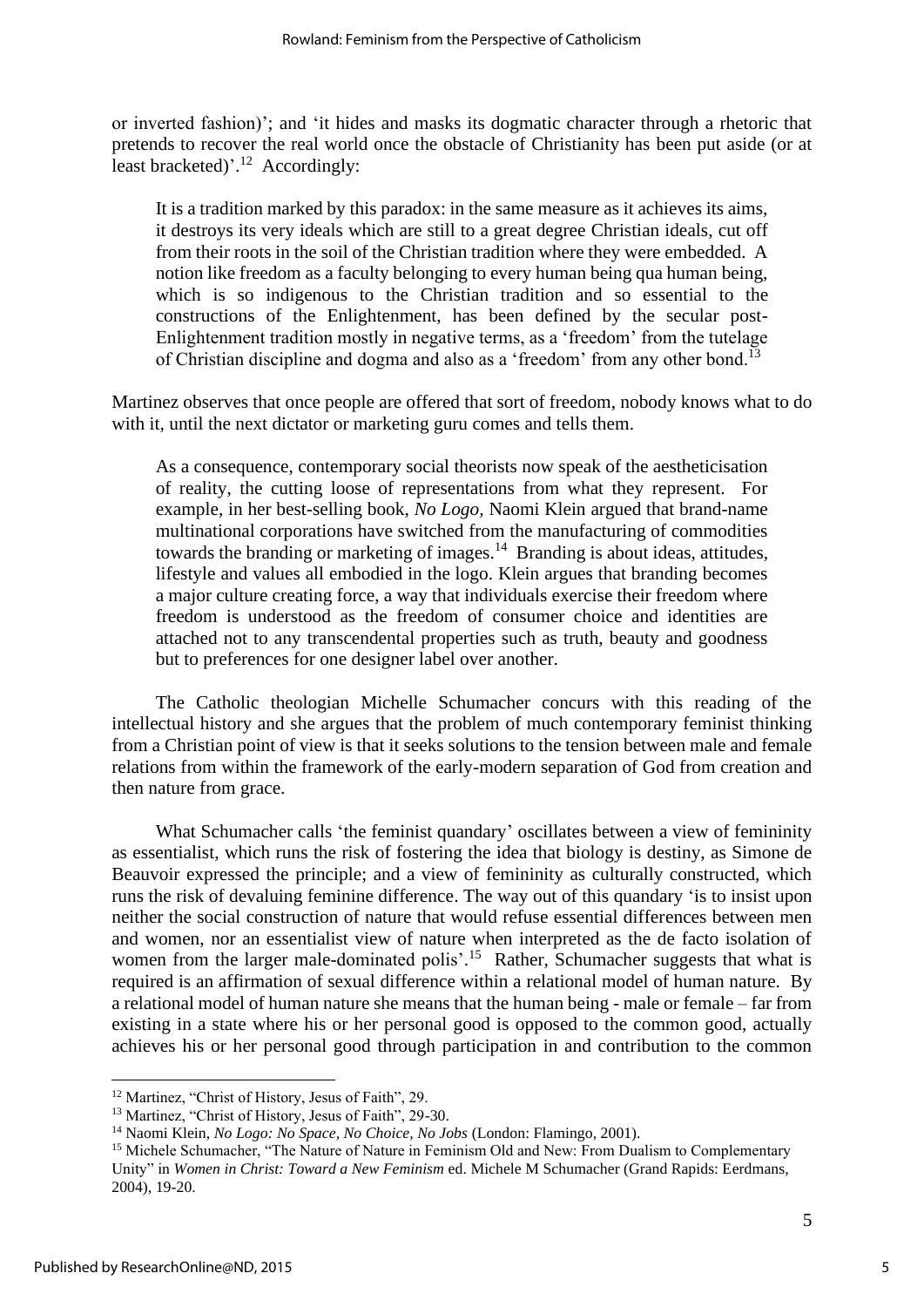or inverted fashion)'; and 'it hides and masks its dogmatic character through a rhetoric that pretends to recover the real world once the obstacle of Christianity has been put aside (or at least bracketed)'.[12] Accordingly:

> It is a tradition marked by this paradox: in the same measure as it achieves its aims, it destroys its very ideals which are still to a great degree Christian ideals, cut off from their roots in the soil of the Christian tradition where they were embedded. A notion like freedom as a faculty belonging to every human being qua human being, which is so indigenous to the Christian tradition and so essential to the constructions of the Enlightenment, has been defined by the secular post-Enlightenment tradition mostly in negative terms, as a 'freedom' from the tutelage of Christian discipline and dogma and also as a 'freedom' from any other bond.[13]

Martinez observes that once people are offered that sort of freedom, nobody knows what to do with it, until the next dictator or marketing guru comes and tells them.

> As a consequence, contemporary social theorists now speak of the aestheticisation of reality, the cutting loose of representations from what they represent. For example, in her best-selling book, *No Logo,* Naomi Klein argued that brand-name multinational corporations have switched from the manufacturing of commodities towards the branding or marketing of images.[14] Branding is about ideas, attitudes, lifestyle and values all embodied in the logo. Klein argues that branding becomes a major culture creating force, a way that individuals exercise their freedom where freedom is understood as the freedom of consumer choice and identities are attached not to any transcendental properties such as truth, beauty and goodness but to preferences for one designer label over another.

The Catholic theologian Michelle Schumacher concurs with this reading of the intellectual history and she argues that the problem of much contemporary feminist thinking from a Christian point of view is that it seeks solutions to the tension between male and female relations from within the framework of the early-modern separation of God from creation and then nature from grace.

What Schumacher calls 'the feminist quandary' oscillates between a view of femininity as essentialist, which runs the risk of fostering the idea that biology is destiny, as Simone de Beauvoir expressed the principle; and a view of femininity as culturally constructed, which runs the risk of devaluing feminine difference. The way out of this quandary 'is to insist upon neither the social construction of nature that would refuse essential differences between men and women, nor an essentialist view of nature when interpreted as the de facto isolation of women from the larger male-dominated polis'.[15] Rather, Schumacher suggests that what is required is an affirmation of sexual difference within a relational model of human nature. By a relational model of human nature she means that the human being - male or female – far from existing in a state where his or her personal good is opposed to the common good, actually achieves his or her personal good through participation in and contribution to the common

---

[12] Martinez, "Christ of History, Jesus of Faith", 29.

[13] Martinez, "Christ of History, Jesus of Faith", 29-30.

[14] Naomi Klein, *No Logo: No Space, No Choice, No Jobs* (London: Flamingo, 2001).

[15] Michele Schumacher, "The Nature of Nature in Feminism Old and New: From Dualism to Complementary Unity" in *Women in Christ: Toward a New Feminism* ed. Michele M Schumacher (Grand Rapids: Eerdmans, 2004), 19-20.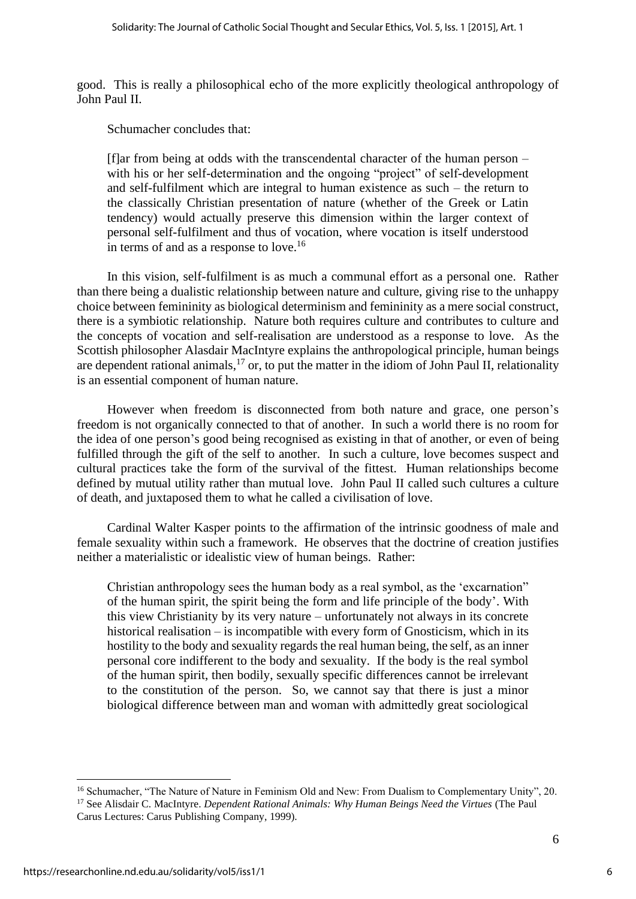good. This is really a philosophical echo of the more explicitly theological anthropology of John Paul II.

Schumacher concludes that:

> [f]ar from being at odds with the transcendental character of the human person – with his or her self-determination and the ongoing "project" of self-development and self-fulfilment which are integral to human existence as such – the return to the classically Christian presentation of nature (whether of the Greek or Latin tendency) would actually preserve this dimension within the larger context of personal self-fulfilment and thus of vocation, where vocation is itself understood in terms of and as a response to love.[16]

In this vision, self-fulfilment is as much a communal effort as a personal one. Rather than there being a dualistic relationship between nature and culture, giving rise to the unhappy choice between femininity as biological determinism and femininity as a mere social construct, there is a symbiotic relationship. Nature both requires culture and contributes to culture and the concepts of vocation and self-realisation are understood as a response to love. As the Scottish philosopher Alasdair MacIntyre explains the anthropological principle, human beings are dependent rational animals,[17] or, to put the matter in the idiom of John Paul II, relationality is an essential component of human nature.

However when freedom is disconnected from both nature and grace, one person's freedom is not organically connected to that of another. In such a world there is no room for the idea of one person's good being recognised as existing in that of another, or even of being fulfilled through the gift of the self to another. In such a culture, love becomes suspect and cultural practices take the form of the survival of the fittest. Human relationships become defined by mutual utility rather than mutual love. John Paul II called such cultures a culture of death, and juxtaposed them to what he called a civilisation of love.

Cardinal Walter Kasper points to the affirmation of the intrinsic goodness of male and female sexuality within such a framework. He observes that the doctrine of creation justifies neither a materialistic or idealistic view of human beings. Rather:

> Christian anthropology sees the human body as a real symbol, as the 'excarnation" of the human spirit, the spirit being the form and life principle of the body'. With this view Christianity by its very nature – unfortunately not always in its concrete historical realisation – is incompatible with every form of Gnosticism, which in its hostility to the body and sexuality regards the real human being, the self, as an inner personal core indifferent to the body and sexuality. If the body is the real symbol of the human spirit, then bodily, sexually specific differences cannot be irrelevant to the constitution of the person. So, we cannot say that there is just a minor biological difference between man and woman with admittedly great sociological

---

[16] Schumacher, "The Nature of Nature in Feminism Old and New: From Dualism to Complementary Unity", 20.

[17] See Alisdair C. MacIntyre. *Dependent Rational Animals: Why Human Beings Need the Virtues* (The Paul Carus Lectures: Carus Publishing Company, 1999).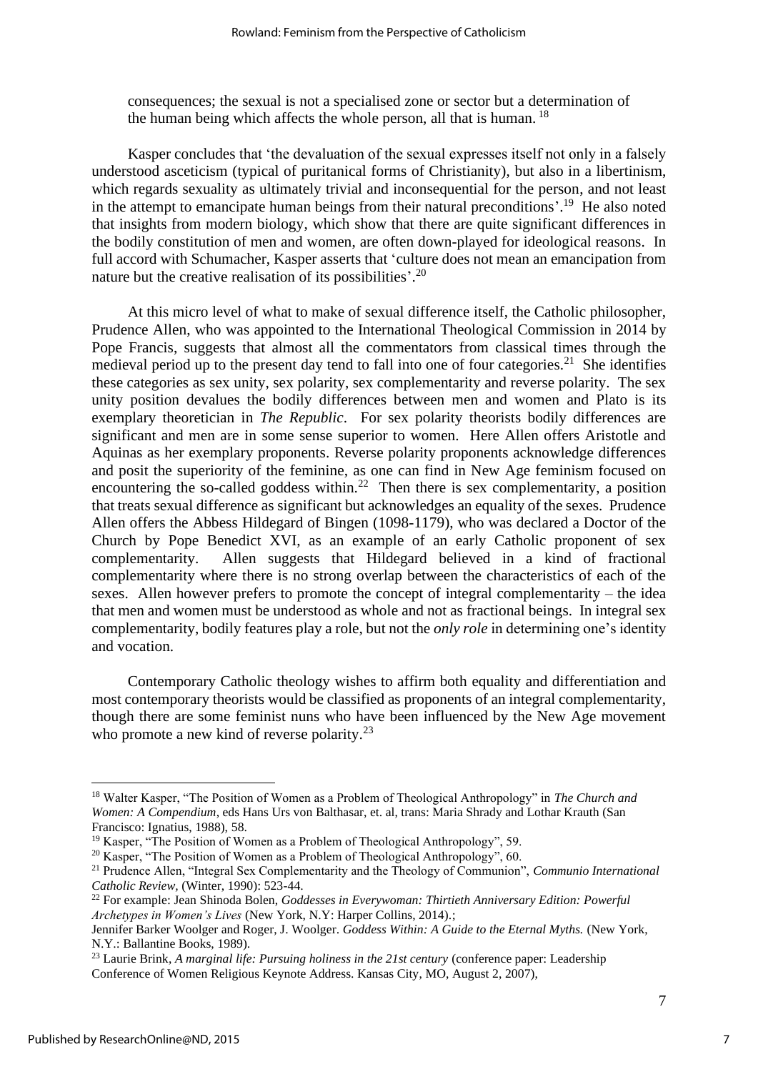consequences; the sexual is not a specialised zone or sector but a determination of the human being which affects the whole person, all that is human. [18]

Kasper concludes that 'the devaluation of the sexual expresses itself not only in a falsely understood asceticism (typical of puritanical forms of Christianity), but also in a libertinism, which regards sexuality as ultimately trivial and inconsequential for the person, and not least in the attempt to emancipate human beings from their natural preconditions'.[19] He also noted that insights from modern biology, which show that there are quite significant differences in the bodily constitution of men and women, are often down-played for ideological reasons. In full accord with Schumacher, Kasper asserts that 'culture does not mean an emancipation from nature but the creative realisation of its possibilities'.[20]

At this micro level of what to make of sexual difference itself, the Catholic philosopher, Prudence Allen, who was appointed to the International Theological Commission in 2014 by Pope Francis, suggests that almost all the commentators from classical times through the medieval period up to the present day tend to fall into one of four categories.[21] She identifies these categories as sex unity, sex polarity, sex complementarity and reverse polarity. The sex unity position devalues the bodily differences between men and women and Plato is its exemplary theoretician in *The Republic*. For sex polarity theorists bodily differences are significant and men are in some sense superior to women. Here Allen offers Aristotle and Aquinas as her exemplary proponents. Reverse polarity proponents acknowledge differences and posit the superiority of the feminine, as one can find in New Age feminism focused on encountering the so-called goddess within.[22] Then there is sex complementarity, a position that treats sexual difference as significant but acknowledges an equality of the sexes. Prudence Allen offers the Abbess Hildegard of Bingen (1098-1179), who was declared a Doctor of the Church by Pope Benedict XVI, as an example of an early Catholic proponent of sex complementarity. Allen suggests that Hildegard believed in a kind of fractional complementarity where there is no strong overlap between the characteristics of each of the sexes. Allen however prefers to promote the concept of integral complementarity – the idea that men and women must be understood as whole and not as fractional beings. In integral sex complementarity, bodily features play a role, but not the *only role* in determining one's identity and vocation.

Contemporary Catholic theology wishes to affirm both equality and differentiation and most contemporary theorists would be classified as proponents of an integral complementarity, though there are some feminist nuns who have been influenced by the New Age movement who promote a new kind of reverse polarity.[23]

---

[18] Walter Kasper, "The Position of Women as a Problem of Theological Anthropology" in *The Church and Women: A Compendium*, eds Hans Urs von Balthasar, et. al, trans: Maria Shrady and Lothar Krauth (San Francisco: Ignatius, 1988), 58.

[19] Kasper, "The Position of Women as a Problem of Theological Anthropology", 59.

[20] Kasper, "The Position of Women as a Problem of Theological Anthropology", 60.

[21] Prudence Allen, "Integral Sex Complementarity and the Theology of Communion", *Communio International Catholic Review*, (Winter, 1990): 523-44.

[22] For example: Jean Shinoda Bolen, *Goddesses in Everywoman: Thirtieth Anniversary Edition: Powerful Archetypes in Women's Lives* (New York, N.Y: Harper Collins, 2014).; Jennifer Barker Woolger and Roger, J. Woolger. *Goddess Within: A Guide to the Eternal Myths.* (New York, N.Y.: Ballantine Books, 1989).

[23] Laurie Brink, *A marginal life: Pursuing holiness in the 21st century* (conference paper: Leadership Conference of Women Religious Keynote Address. Kansas City, MO, August 2, 2007),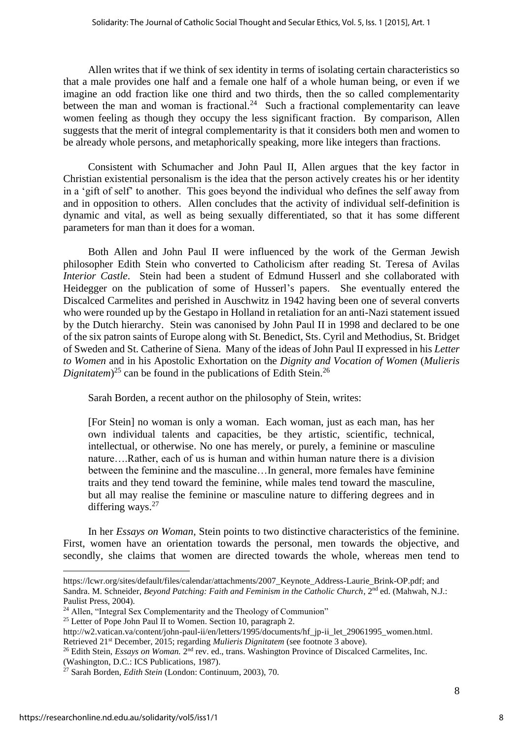Allen writes that if we think of sex identity in terms of isolating certain characteristics so that a male provides one half and a female one half of a whole human being, or even if we imagine an odd fraction like one third and two thirds, then the so called complementarity between the man and woman is fractional.[24] Such a fractional complementarity can leave women feeling as though they occupy the less significant fraction. By comparison, Allen suggests that the merit of integral complementarity is that it considers both men and women to be already whole persons, and metaphorically speaking, more like integers than fractions.

Consistent with Schumacher and John Paul II, Allen argues that the key factor in Christian existential personalism is the idea that the person actively creates his or her identity in a 'gift of self' to another. This goes beyond the individual who defines the self away from and in opposition to others. Allen concludes that the activity of individual self-definition is dynamic and vital, as well as being sexually differentiated, so that it has some different parameters for man than it does for a woman.

Both Allen and John Paul II were influenced by the work of the German Jewish philosopher Edith Stein who converted to Catholicism after reading St. Teresa of Avilas *Interior Castle*. Stein had been a student of Edmund Husserl and she collaborated with Heidegger on the publication of some of Husserl's papers. She eventually entered the Discalced Carmelites and perished in Auschwitz in 1942 having been one of several converts who were rounded up by the Gestapo in Holland in retaliation for an anti-Nazi statement issued by the Dutch hierarchy. Stein was canonised by John Paul II in 1998 and declared to be one of the six patron saints of Europe along with St. Benedict, Sts. Cyril and Methodius, St. Bridget of Sweden and St. Catherine of Siena. Many of the ideas of John Paul II expressed in his *Letter to Women* and in his Apostolic Exhortation on the *Dignity and Vocation of Women* (*Mulieris Dignitatem*)[25] can be found in the publications of Edith Stein.[26]

Sarah Borden, a recent author on the philosophy of Stein, writes:

> [For Stein] no woman is only a woman. Each woman, just as each man, has her own individual talents and capacities, be they artistic, scientific, technical, intellectual, or otherwise. No one has merely, or purely, a feminine or masculine nature….Rather, each of us is human and within human nature there is a division between the feminine and the masculine…In general, more females have feminine traits and they tend toward the feminine, while males tend toward the masculine, but all may realise the feminine or masculine nature to differing degrees and in differing ways.[27]

In her *Essays on Woman,* Stein points to two distinctive characteristics of the feminine. First, women have an orientation towards the personal, men towards the objective, and secondly, she claims that women are directed towards the whole, whereas men tend to

---

https://lcwr.org/sites/default/files/calendar/attachments/2007_Keynote_Address-Laurie_Brink-OP.pdf; and Sandra. M. Schneider, *Beyond Patching: Faith and Feminism in the Catholic Church*, 2nd ed. (Mahwah, N.J.: Paulist Press, 2004).

[24] Allen, "Integral Sex Complementarity and the Theology of Communion"

[25] Letter of Pope John Paul II to Women. Section 10, paragraph 2. http://w2.vatican.va/content/john-paul-ii/en/letters/1995/documents/hf_jp-ii_let_29061995_women.html. Retrieved 21st December, 2015; regarding *Mulieris Dignitatem* (see footnote 3 above).

[26] Edith Stein, *Essays on Woman.* 2nd rev. ed., trans. Washington Province of Discalced Carmelites, Inc. (Washington, D.C.: ICS Publications, 1987).

[27] Sarah Borden, *Edith Stein* (London: Continuum, 2003), 70.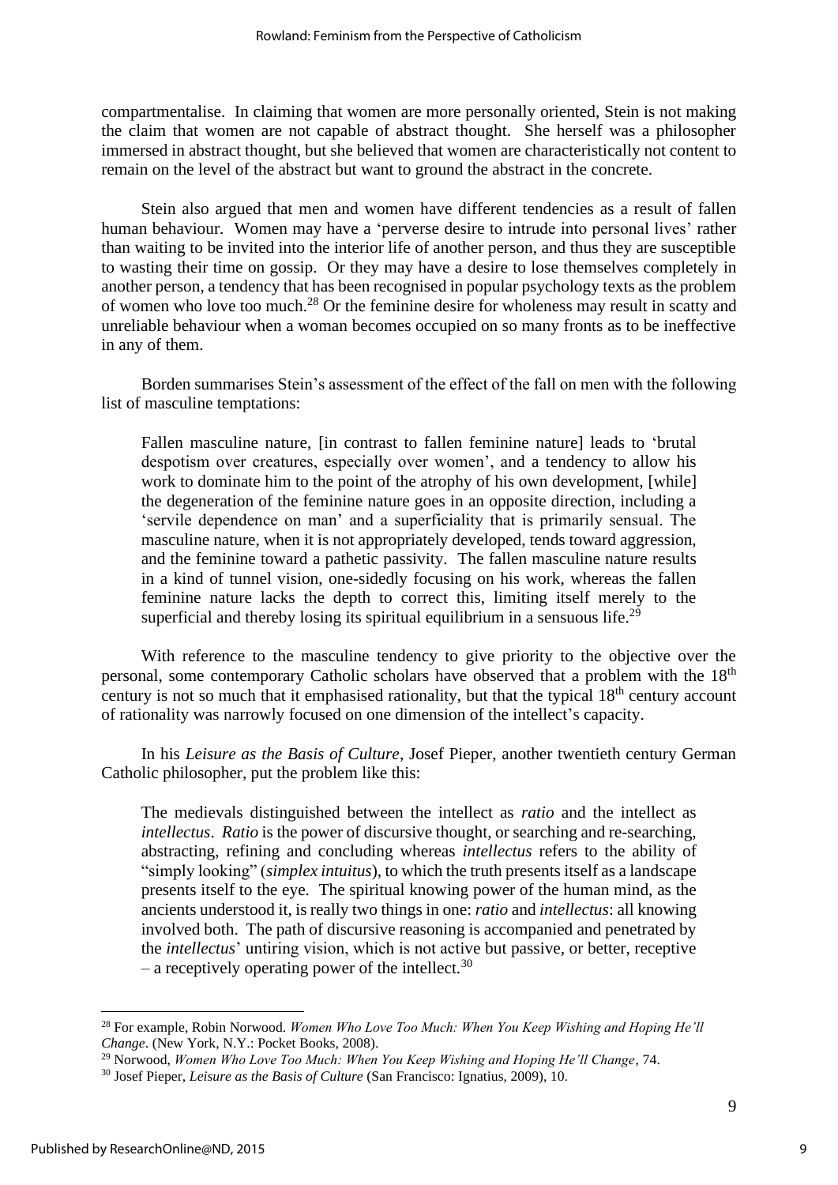compartmentalise. In claiming that women are more personally oriented, Stein is not making the claim that women are not capable of abstract thought. She herself was a philosopher immersed in abstract thought, but she believed that women are characteristically not content to remain on the level of the abstract but want to ground the abstract in the concrete.

Stein also argued that men and women have different tendencies as a result of fallen human behaviour. Women may have a 'perverse desire to intrude into personal lives' rather than waiting to be invited into the interior life of another person, and thus they are susceptible to wasting their time on gossip. Or they may have a desire to lose themselves completely in another person, a tendency that has been recognised in popular psychology texts as the problem of women who love too much.[28] Or the feminine desire for wholeness may result in scatty and unreliable behaviour when a woman becomes occupied on so many fronts as to be ineffective in any of them.

Borden summarises Stein's assessment of the effect of the fall on men with the following list of masculine temptations:

> Fallen masculine nature, [in contrast to fallen feminine nature] leads to 'brutal despotism over creatures, especially over women', and a tendency to allow his work to dominate him to the point of the atrophy of his own development, [while] the degeneration of the feminine nature goes in an opposite direction, including a 'servile dependence on man' and a superficiality that is primarily sensual. The masculine nature, when it is not appropriately developed, tends toward aggression, and the feminine toward a pathetic passivity. The fallen masculine nature results in a kind of tunnel vision, one-sidedly focusing on his work, whereas the fallen feminine nature lacks the depth to correct this, limiting itself merely to the superficial and thereby losing its spiritual equilibrium in a sensuous life.[29]

With reference to the masculine tendency to give priority to the objective over the personal, some contemporary Catholic scholars have observed that a problem with the 18th century is not so much that it emphasised rationality, but that the typical 18th century account of rationality was narrowly focused on one dimension of the intellect's capacity.

In his *Leisure as the Basis of Culture*, Josef Pieper, another twentieth century German Catholic philosopher, put the problem like this:

> The medievals distinguished between the intellect as *ratio* and the intellect as *intellectus*. *Ratio* is the power of discursive thought, or searching and re-searching, abstracting, refining and concluding whereas *intellectus* refers to the ability of "simply looking" (*simplex intuitus*), to which the truth presents itself as a landscape presents itself to the eye. The spiritual knowing power of the human mind, as the ancients understood it, is really two things in one: *ratio* and *intellectus*: all knowing involved both. The path of discursive reasoning is accompanied and penetrated by the *intellectus*' untiring vision, which is not active but passive, or better, receptive – a receptively operating power of the intellect.[30]

---

[28] For example, Robin Norwood. *Women Who Love Too Much: When You Keep Wishing and Hoping He'll Change*. (New York, N.Y.: Pocket Books, 2008).

[29] Norwood, *Women Who Love Too Much: When You Keep Wishing and Hoping He'll Change*, 74.

[30] Josef Pieper, *Leisure as the Basis of Culture* (San Francisco: Ignatius, 2009), 10.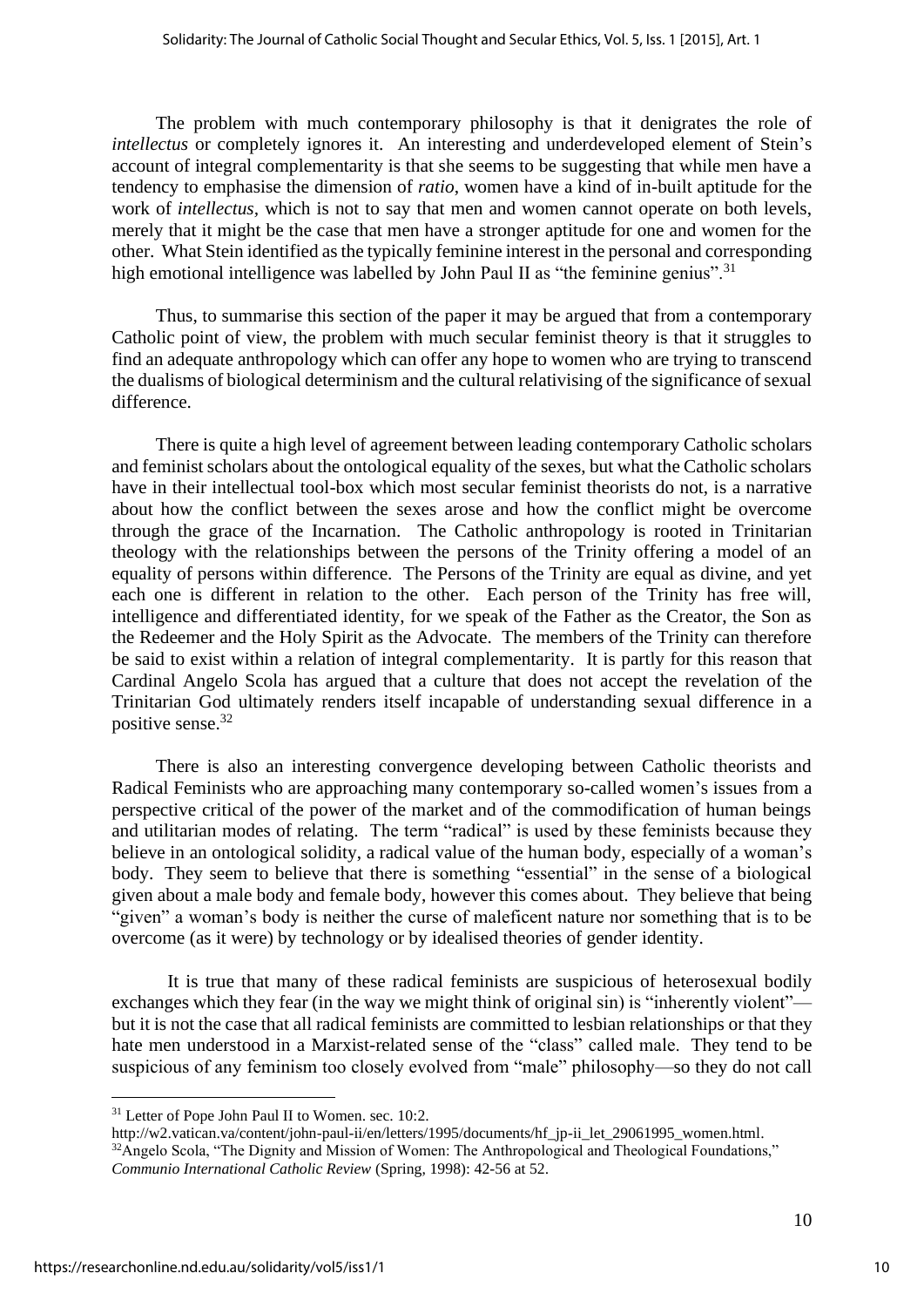The problem with much contemporary philosophy is that it denigrates the role of *intellectus* or completely ignores it. An interesting and underdeveloped element of Stein's account of integral complementarity is that she seems to be suggesting that while men have a tendency to emphasise the dimension of *ratio*, women have a kind of in-built aptitude for the work of *intellectus*, which is not to say that men and women cannot operate on both levels, merely that it might be the case that men have a stronger aptitude for one and women for the other. What Stein identified as the typically feminine interest in the personal and corresponding high emotional intelligence was labelled by John Paul II as "the feminine genius".[31]

Thus, to summarise this section of the paper it may be argued that from a contemporary Catholic point of view, the problem with much secular feminist theory is that it struggles to find an adequate anthropology which can offer any hope to women who are trying to transcend the dualisms of biological determinism and the cultural relativising of the significance of sexual difference.

There is quite a high level of agreement between leading contemporary Catholic scholars and feminist scholars about the ontological equality of the sexes, but what the Catholic scholars have in their intellectual tool-box which most secular feminist theorists do not, is a narrative about how the conflict between the sexes arose and how the conflict might be overcome through the grace of the Incarnation. The Catholic anthropology is rooted in Trinitarian theology with the relationships between the persons of the Trinity offering a model of an equality of persons within difference. The Persons of the Trinity are equal as divine, and yet each one is different in relation to the other. Each person of the Trinity has free will, intelligence and differentiated identity, for we speak of the Father as the Creator, the Son as the Redeemer and the Holy Spirit as the Advocate. The members of the Trinity can therefore be said to exist within a relation of integral complementarity. It is partly for this reason that Cardinal Angelo Scola has argued that a culture that does not accept the revelation of the Trinitarian God ultimately renders itself incapable of understanding sexual difference in a positive sense.[32]

There is also an interesting convergence developing between Catholic theorists and Radical Feminists who are approaching many contemporary so-called women's issues from a perspective critical of the power of the market and of the commodification of human beings and utilitarian modes of relating. The term "radical" is used by these feminists because they believe in an ontological solidity, a radical value of the human body, especially of a woman's body. They seem to believe that there is something "essential" in the sense of a biological given about a male body and female body, however this comes about. They believe that being "given" a woman's body is neither the curse of maleficent nature nor something that is to be overcome (as it were) by technology or by idealised theories of gender identity.

It is true that many of these radical feminists are suspicious of heterosexual bodily exchanges which they fear (in the way we might think of original sin) is "inherently violent"—but it is not the case that all radical feminists are committed to lesbian relationships or that they hate men understood in a Marxist-related sense of the "class" called male. They tend to be suspicious of any feminism too closely evolved from "male" philosophy—so they do not call

---

[31] Letter of Pope John Paul II to Women. sec. 10:2.
http://w2.vatican.va/content/john-paul-ii/en/letters/1995/documents/hf_jp-ii_let_29061995_women.html.

[32] Angelo Scola, "The Dignity and Mission of Women: The Anthropological and Theological Foundations," *Communio International Catholic Review* (Spring, 1998): 42-56 at 52.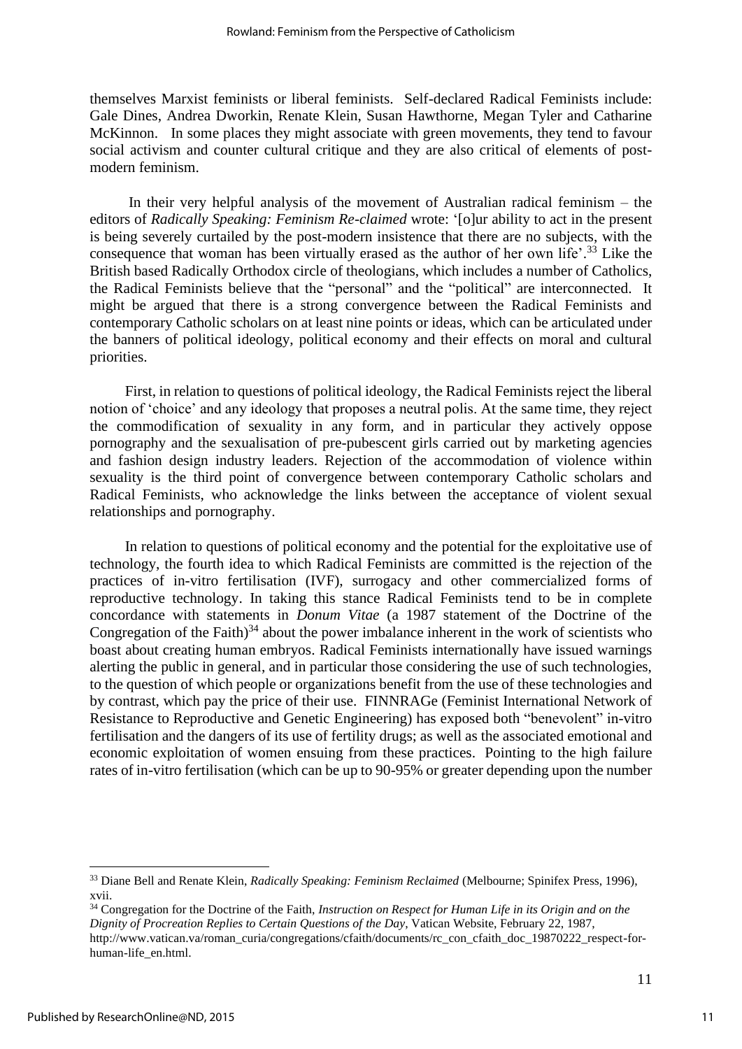themselves Marxist feminists or liberal feminists. Self-declared Radical Feminists include: Gale Dines, Andrea Dworkin, Renate Klein, Susan Hawthorne, Megan Tyler and Catharine McKinnon. In some places they might associate with green movements, they tend to favour social activism and counter cultural critique and they are also critical of elements of post-modern feminism.

In their very helpful analysis of the movement of Australian radical feminism – the editors of *Radically Speaking: Feminism Re-claimed* wrote: '[o]ur ability to act in the present is being severely curtailed by the post-modern insistence that there are no subjects, with the consequence that woman has been virtually erased as the author of her own life'.[33] Like the British based Radically Orthodox circle of theologians, which includes a number of Catholics, the Radical Feminists believe that the "personal" and the "political" are interconnected. It might be argued that there is a strong convergence between the Radical Feminists and contemporary Catholic scholars on at least nine points or ideas, which can be articulated under the banners of political ideology, political economy and their effects on moral and cultural priorities.

First, in relation to questions of political ideology, the Radical Feminists reject the liberal notion of 'choice' and any ideology that proposes a neutral polis. At the same time, they reject the commodification of sexuality in any form, and in particular they actively oppose pornography and the sexualisation of pre-pubescent girls carried out by marketing agencies and fashion design industry leaders. Rejection of the accommodation of violence within sexuality is the third point of convergence between contemporary Catholic scholars and Radical Feminists, who acknowledge the links between the acceptance of violent sexual relationships and pornography.

In relation to questions of political economy and the potential for the exploitative use of technology, the fourth idea to which Radical Feminists are committed is the rejection of the practices of in-vitro fertilisation (IVF), surrogacy and other commercialized forms of reproductive technology. In taking this stance Radical Feminists tend to be in complete concordance with statements in *Donum Vitae* (a 1987 statement of the Doctrine of the Congregation of the Faith)[34] about the power imbalance inherent in the work of scientists who boast about creating human embryos. Radical Feminists internationally have issued warnings alerting the public in general, and in particular those considering the use of such technologies, to the question of which people or organizations benefit from the use of these technologies and by contrast, which pay the price of their use. FINNRAGe (Feminist International Network of Resistance to Reproductive and Genetic Engineering) has exposed both "benevolent" in-vitro fertilisation and the dangers of its use of fertility drugs; as well as the associated emotional and economic exploitation of women ensuing from these practices. Pointing to the high failure rates of in-vitro fertilisation (which can be up to 90-95% or greater depending upon the number

---

[33] Diane Bell and Renate Klein, *Radically Speaking: Feminism Reclaimed* (Melbourne; Spinifex Press, 1996), xvii.

[34] Congregation for the Doctrine of the Faith, *Instruction on Respect for Human Life in its Origin and on the Dignity of Procreation Replies to Certain Questions of the Day*, Vatican Website, February 22, 1987, http://www.vatican.va/roman_curia/congregations/cfaith/documents/rc_con_cfaith_doc_19870222_respect-for-human-life_en.html.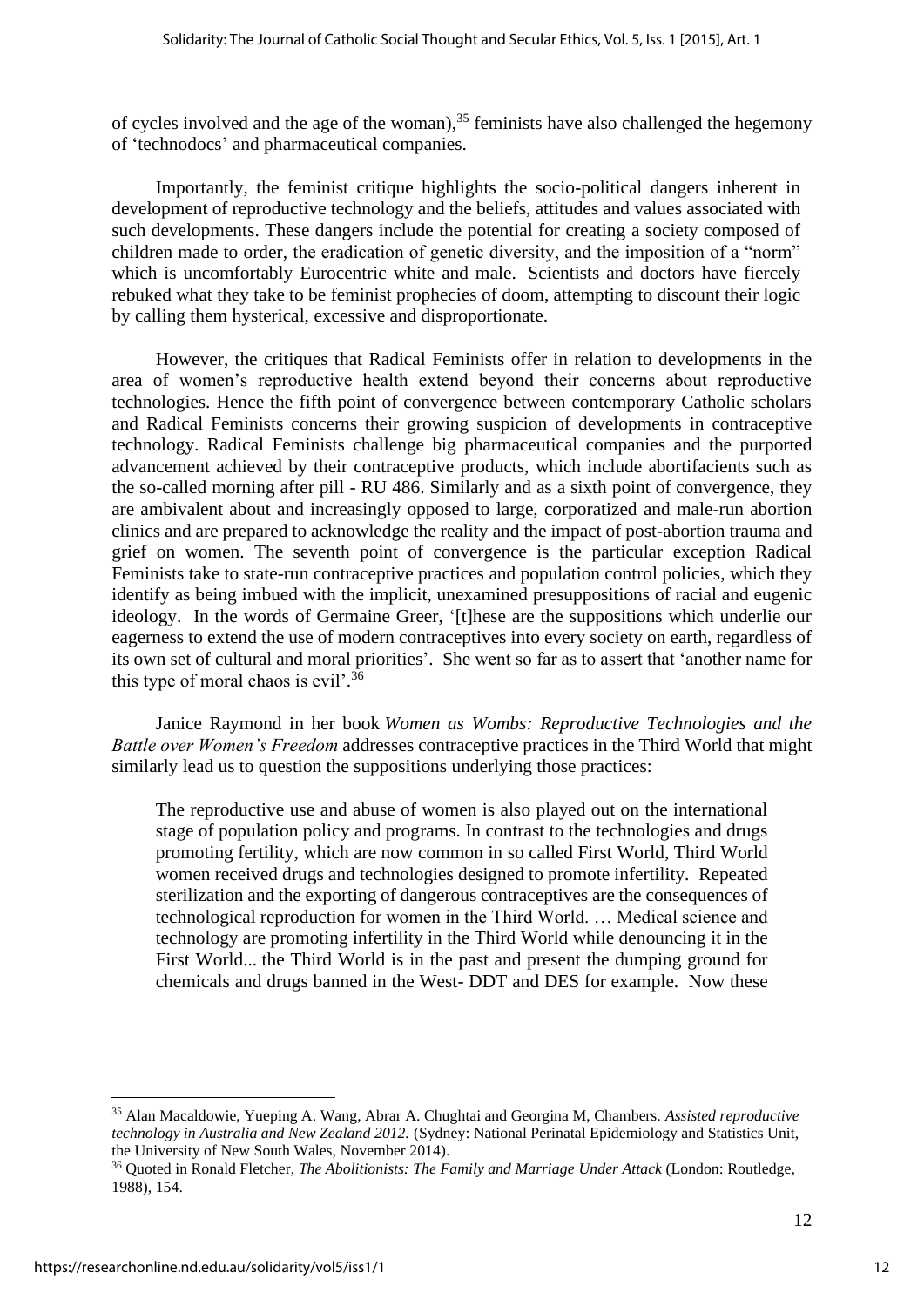of cycles involved and the age of the woman),[35] feminists have also challenged the hegemony of 'technodocs' and pharmaceutical companies.

Importantly, the feminist critique highlights the socio-political dangers inherent in development of reproductive technology and the beliefs, attitudes and values associated with such developments. These dangers include the potential for creating a society composed of children made to order, the eradication of genetic diversity, and the imposition of a "norm" which is uncomfortably Eurocentric white and male. Scientists and doctors have fiercely rebuked what they take to be feminist prophecies of doom, attempting to discount their logic by calling them hysterical, excessive and disproportionate.

However, the critiques that Radical Feminists offer in relation to developments in the area of women's reproductive health extend beyond their concerns about reproductive technologies. Hence the fifth point of convergence between contemporary Catholic scholars and Radical Feminists concerns their growing suspicion of developments in contraceptive technology. Radical Feminists challenge big pharmaceutical companies and the purported advancement achieved by their contraceptive products, which include abortifacients such as the so-called morning after pill - RU 486. Similarly and as a sixth point of convergence, they are ambivalent about and increasingly opposed to large, corporatized and male-run abortion clinics and are prepared to acknowledge the reality and the impact of post-abortion trauma and grief on women. The seventh point of convergence is the particular exception Radical Feminists take to state-run contraceptive practices and population control policies, which they identify as being imbued with the implicit, unexamined presuppositions of racial and eugenic ideology. In the words of Germaine Greer, '[t]hese are the suppositions which underlie our eagerness to extend the use of modern contraceptives into every society on earth, regardless of its own set of cultural and moral priorities'. She went so far as to assert that 'another name for this type of moral chaos is evil'.[36]

Janice Raymond in her book *Women as Wombs: Reproductive Technologies and the Battle over Women's Freedom* addresses contraceptive practices in the Third World that might similarly lead us to question the suppositions underlying those practices:

> The reproductive use and abuse of women is also played out on the international stage of population policy and programs. In contrast to the technologies and drugs promoting fertility, which are now common in so called First World, Third World women received drugs and technologies designed to promote infertility. Repeated sterilization and the exporting of dangerous contraceptives are the consequences of technological reproduction for women in the Third World. … Medical science and technology are promoting infertility in the Third World while denouncing it in the First World... the Third World is in the past and present the dumping ground for chemicals and drugs banned in the West- DDT and DES for example. Now these

---

[35] Alan Macaldowie, Yueping A. Wang, Abrar A. Chughtai and Georgina M, Chambers. *Assisted reproductive technology in Australia and New Zealand 2012.* (Sydney: National Perinatal Epidemiology and Statistics Unit, the University of New South Wales, November 2014).

[36] Quoted in Ronald Fletcher, *The Abolitionists: The Family and Marriage Under Attack* (London: Routledge, 1988), 154.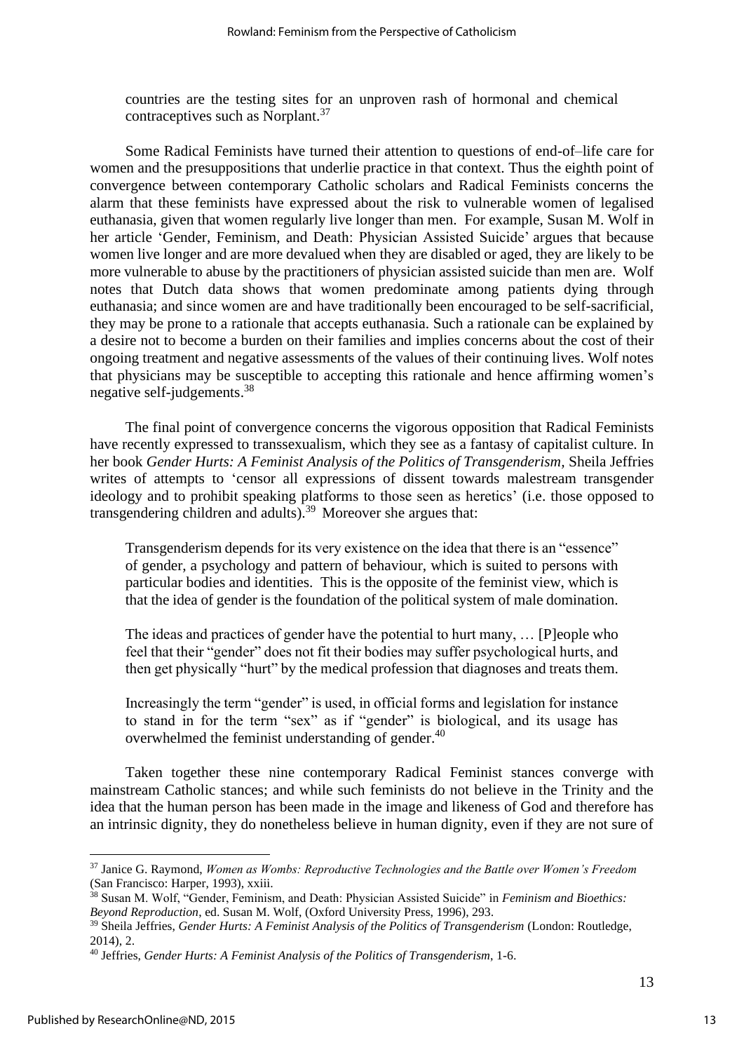> countries are the testing sites for an unproven rash of hormonal and chemical contraceptives such as Norplant.[37]

Some Radical Feminists have turned their attention to questions of end-of–life care for women and the presuppositions that underlie practice in that context. Thus the eighth point of convergence between contemporary Catholic scholars and Radical Feminists concerns the alarm that these feminists have expressed about the risk to vulnerable women of legalised euthanasia, given that women regularly live longer than men. For example, Susan M. Wolf in her article 'Gender, Feminism, and Death: Physician Assisted Suicide' argues that because women live longer and are more devalued when they are disabled or aged, they are likely to be more vulnerable to abuse by the practitioners of physician assisted suicide than men are. Wolf notes that Dutch data shows that women predominate among patients dying through euthanasia; and since women are and have traditionally been encouraged to be self-sacrificial, they may be prone to a rationale that accepts euthanasia. Such a rationale can be explained by a desire not to become a burden on their families and implies concerns about the cost of their ongoing treatment and negative assessments of the values of their continuing lives. Wolf notes that physicians may be susceptible to accepting this rationale and hence affirming women's negative self-judgements.[38]

The final point of convergence concerns the vigorous opposition that Radical Feminists have recently expressed to transsexualism, which they see as a fantasy of capitalist culture. In her book *Gender Hurts: A Feminist Analysis of the Politics of Transgenderism*, Sheila Jeffries writes of attempts to 'censor all expressions of dissent towards malestream transgender ideology and to prohibit speaking platforms to those seen as heretics' (i.e. those opposed to transgendering children and adults).[39] Moreover she argues that:

> Transgenderism depends for its very existence on the idea that there is an "essence" of gender, a psychology and pattern of behaviour, which is suited to persons with particular bodies and identities. This is the opposite of the feminist view, which is that the idea of gender is the foundation of the political system of male domination.
>
> The ideas and practices of gender have the potential to hurt many, … [P]eople who feel that their "gender" does not fit their bodies may suffer psychological hurts, and then get physically "hurt" by the medical profession that diagnoses and treats them.
>
> Increasingly the term "gender" is used, in official forms and legislation for instance to stand in for the term "sex" as if "gender" is biological, and its usage has overwhelmed the feminist understanding of gender.[40]

Taken together these nine contemporary Radical Feminist stances converge with mainstream Catholic stances; and while such feminists do not believe in the Trinity and the idea that the human person has been made in the image and likeness of God and therefore has an intrinsic dignity, they do nonetheless believe in human dignity, even if they are not sure of

---

[37] Janice G. Raymond, *Women as Wombs: Reproductive Technologies and the Battle over Women's Freedom* (San Francisco: Harper, 1993), xxiii.

[38] Susan M. Wolf, "Gender, Feminism, and Death: Physician Assisted Suicide" in *Feminism and Bioethics: Beyond Reproduction*, ed. Susan M. Wolf, (Oxford University Press, 1996), 293.

[39] Sheila Jeffries, *Gender Hurts: A Feminist Analysis of the Politics of Transgenderism* (London: Routledge, 2014), 2.

[40] Jeffries, *Gender Hurts: A Feminist Analysis of the Politics of Transgenderism*, 1-6.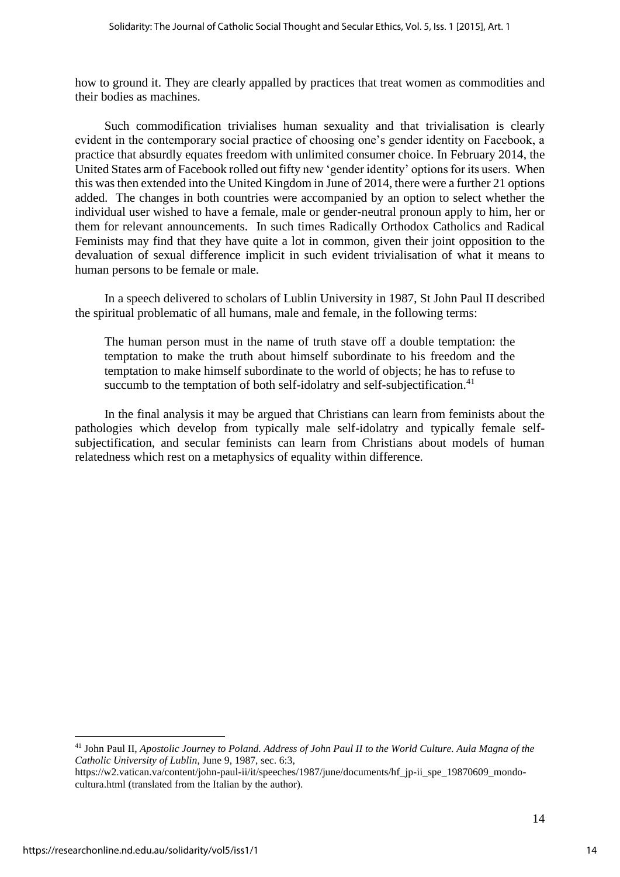how to ground it. They are clearly appalled by practices that treat women as commodities and their bodies as machines.

Such commodification trivialises human sexuality and that trivialisation is clearly evident in the contemporary social practice of choosing one's gender identity on Facebook, a practice that absurdly equates freedom with unlimited consumer choice. In February 2014, the United States arm of Facebook rolled out fifty new 'gender identity' options for its users. When this was then extended into the United Kingdom in June of 2014, there were a further 21 options added. The changes in both countries were accompanied by an option to select whether the individual user wished to have a female, male or gender-neutral pronoun apply to him, her or them for relevant announcements. In such times Radically Orthodox Catholics and Radical Feminists may find that they have quite a lot in common, given their joint opposition to the devaluation of sexual difference implicit in such evident trivialisation of what it means to human persons to be female or male.

In a speech delivered to scholars of Lublin University in 1987, St John Paul II described the spiritual problematic of all humans, male and female, in the following terms:

> The human person must in the name of truth stave off a double temptation: the temptation to make the truth about himself subordinate to his freedom and the temptation to make himself subordinate to the world of objects; he has to refuse to succumb to the temptation of both self-idolatry and self-subjectification.[41]

In the final analysis it may be argued that Christians can learn from feminists about the pathologies which develop from typically male self-idolatry and typically female self-subjectification, and secular feminists can learn from Christians about models of human relatedness which rest on a metaphysics of equality within difference.

---

[41] John Paul II, *Apostolic Journey to Poland. Address of John Paul II to the World Culture. Aula Magna of the Catholic University of Lublin*, June 9, 1987, sec. 6:3, https://w2.vatican.va/content/john-paul-ii/it/speeches/1987/june/documents/hf_jp-ii_spe_19870609_mondo-cultura.html (translated from the Italian by the author).